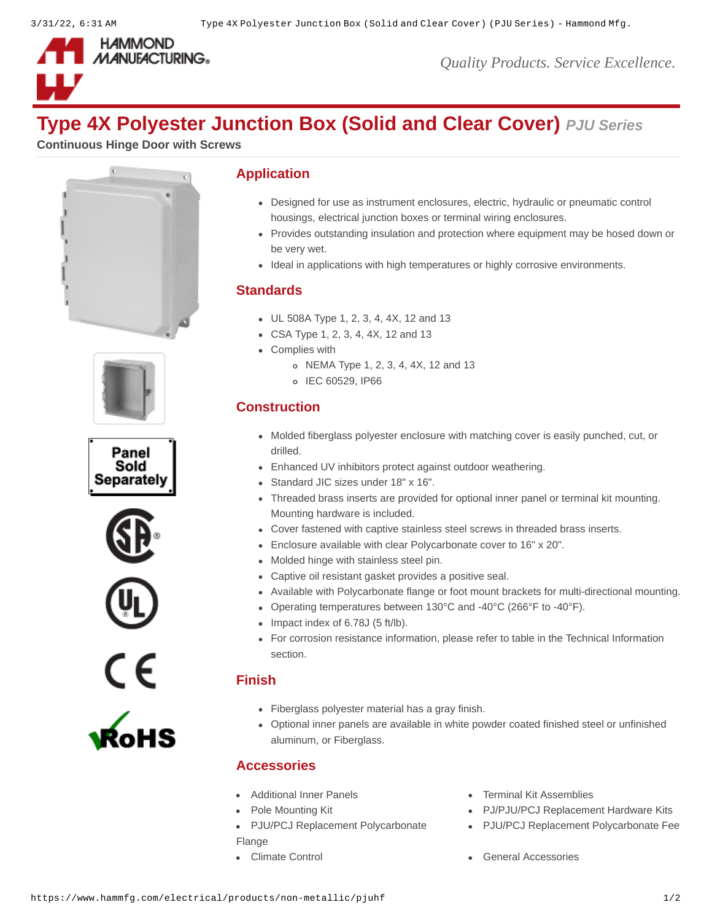# Type 4X Polyester Junction Box (Solid and Clear Cover) *PJU Series*

**Continuous Hinge Door with Screws**

Panel Sold Separately

## Application

- Designed for use as instrument enclosures, electric, hydraulic or pneumatic control housings, electrical junction boxes or terminal wiring enclosures.
- Provides outstanding insulation and protection where equipment may be hosed down or be very wet.
- Ideal in applications with high temperatures or highly corrosive environments.

## Standards

- UL 508A Type 1, 2, 3, 4, 4X, 12 and 13
- CSA Type 1, 2, 3, 4, 4X, 12 and 13
- Complies with
  - NEMA Type 1, 2, 3, 4, 4X, 12 and 13
  - IEC 60529, IP66

## Construction

- Molded fiberglass polyester enclosure with matching cover is easily punched, cut, or drilled.
- Enhanced UV inhibitors protect against outdoor weathering.
- Standard JIC sizes under 18" x 16".
- Threaded brass inserts are provided for optional inner panel or terminal kit mounting. Mounting hardware is included.
- Cover fastened with captive stainless steel screws in threaded brass inserts.
- Enclosure available with clear Polycarbonate cover to 16" x 20".
- Molded hinge with stainless steel pin.
- Captive oil resistant gasket provides a positive seal.
- Available with Polycarbonate flange or foot mount brackets for multi-directional mounting.
- Operating temperatures between 130°C and -40°C (266°F to -40°F).
- Impact index of 6.78J (5 ft/lb).
- For corrosion resistance information, please refer to table in the Technical Information section.

## Finish

- Fiberglass polyester material has a gray finish.
- Optional inner panels are available in white powder coated finished steel or unfinished aluminum, or Fiberglass.

## Accessories

- Additional Inner Panels
- Pole Mounting Kit
- PJU/PCJ Replacement Polycarbonate Flange
- Climate Control
- Terminal Kit Assemblies
- PJ/PJU/PCJ Replacement Hardware Kits
- PJU/PCJ Replacement Polycarbonate Fee
- General Accessories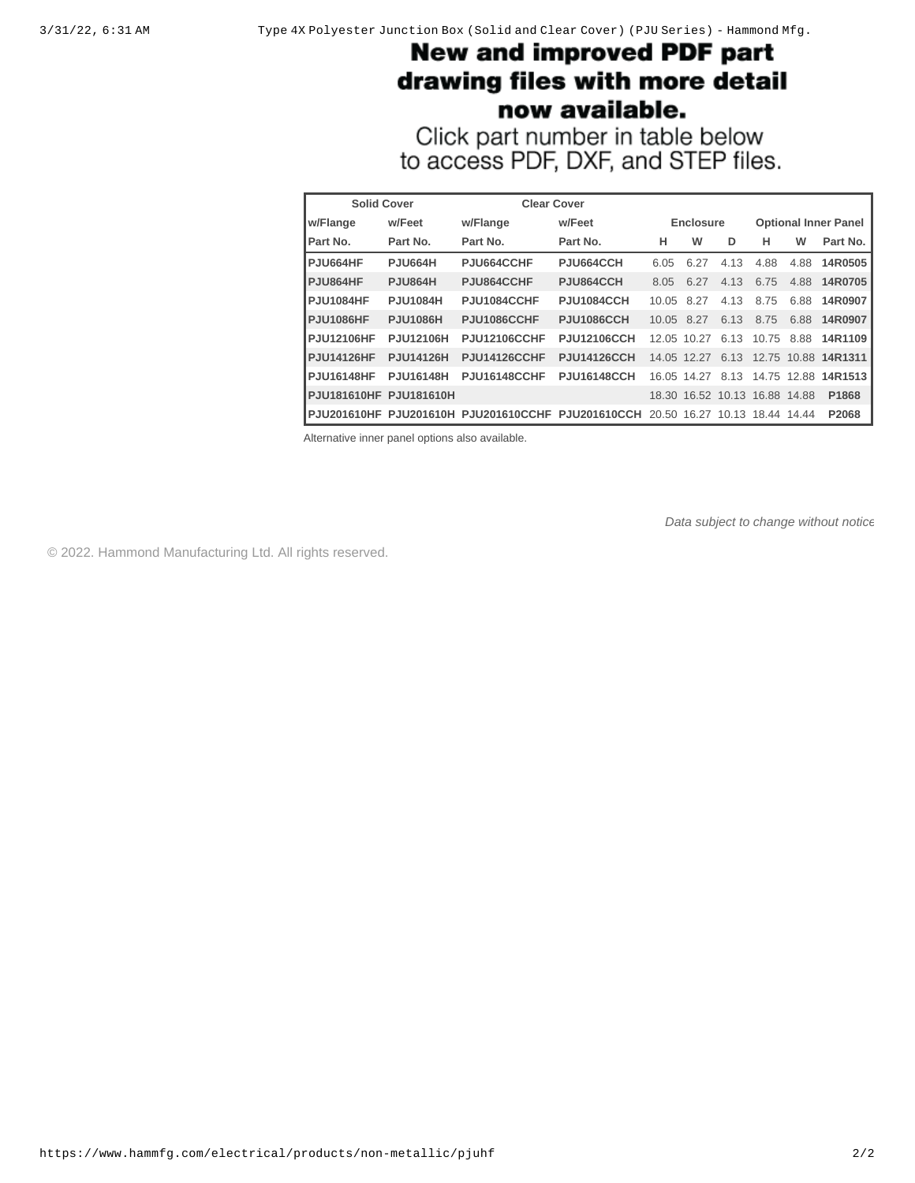**New and improved PDF part drawing files with more detail now available.**

Click part number in table below to access PDF, DXF, and STEP files.

| Solid Cover | | Clear Cover | | | | | | | |
|---|---|---|---|---|---|---|---|---|---|
| w/Flange | w/Feet | w/Flange | w/Feet | Enclosure | | | Optional Inner Panel | | |
| Part No. | Part No. | Part No. | Part No. | H | W | D | H | W | Part No. |
| **PJU664HF** | **PJU664H** | **PJU664CCHF** | **PJU664CCH** | 6.05 | 6.27 | 4.13 | 4.88 | 4.88 | **14R0505** |
| **PJU864HF** | **PJU864H** | **PJU864CCHF** | **PJU864CCH** | 8.05 | 6.27 | 4.13 | 6.75 | 4.88 | **14R0705** |
| **PJU1084HF** | **PJU1084H** | **PJU1084CCHF** | **PJU1084CCH** | 10.05 | 8.27 | 4.13 | 8.75 | 6.88 | **14R0907** |
| **PJU1086HF** | **PJU1086H** | **PJU1086CCHF** | **PJU1086CCH** | 10.05 | 8.27 | 6.13 | 8.75 | 6.88 | **14R0907** |
| **PJU12106HF** | **PJU12106H** | **PJU12106CCHF** | **PJU12106CCH** | 12.05 | 10.27 | 6.13 | 10.75 | 8.88 | **14R1109** |
| **PJU14126HF** | **PJU14126H** | **PJU14126CCHF** | **PJU14126CCH** | 14.05 | 12.27 | 6.13 | 12.75 | 10.88 | **14R1311** |
| **PJU16148HF** | **PJU16148H** | **PJU16148CCHF** | **PJU16148CCH** | 16.05 | 14.27 | 8.13 | 14.75 | 12.88 | **14R1513** |
| **PJU181610HF** | **PJU181610H** | | | 18.30 | 16.52 | 10.13 | 16.88 | 14.88 | **P1868** |
| **PJU201610HF** | **PJU201610H** | **PJU201610CCHF** | **PJU201610CCH** | 20.50 | 16.27 | 10.13 | 18.44 | 14.44 | **P2068** |

Alternative inner panel options also available.

*Data subject to change without notice*

© 2022. Hammond Manufacturing Ltd. All rights reserved.